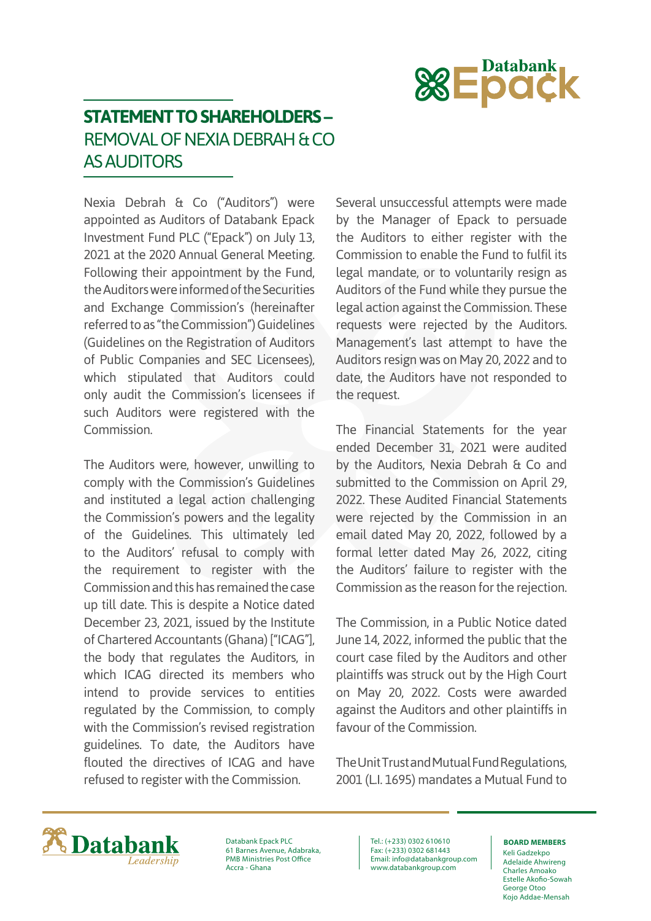# STATEMENT TO SHAREHOLDERS – REMOVAL OF NEXIA DEBRAH & CO AS AUDITORS

Nexia Debrah & Co ("Auditors") were appointed as Auditors of Databank Epack Investment Fund PLC ("Epack") on July 13, 2021 at the 2020 Annual General Meeting. Following their appointment by the Fund, the Auditors were informed of the Securities and Exchange Commission's (hereinafter referred to as "the Commission") Guidelines (Guidelines on the Registration of Auditors of Public Companies and SEC Licensees), which stipulated that Auditors could only audit the Commission's licensees if such Auditors were registered with the Commission.

The Auditors were, however, unwilling to comply with the Commission's Guidelines and instituted a legal action challenging the Commission's powers and the legality of the Guidelines. This ultimately led to the Auditors' refusal to comply with the requirement to register with the Commission and this has remained the case up till date. This is despite a Notice dated December 23, 2021, issued by the Institute of Chartered Accountants (Ghana) ["ICAG"], the body that regulates the Auditors, in which ICAG directed its members who intend to provide services to entities regulated by the Commission, to comply with the Commission's revised registration guidelines. To date, the Auditors have flouted the directives of ICAG and have refused to register with the Commission.

Several unsuccessful attempts were made by the Manager of Epack to persuade the Auditors to either register with the Commission to enable the Fund to fulfil its legal mandate, or to voluntarily resign as Auditors of the Fund while they pursue the legal action against the Commission. These requests were rejected by the Auditors. Management's last attempt to have the Auditors resign was on May 20, 2022 and to date, the Auditors have not responded to the request.

The Financial Statements for the year ended December 31, 2021 were audited by the Auditors, Nexia Debrah & Co and submitted to the Commission on April 29, 2022. These Audited Financial Statements were rejected by the Commission in an email dated May 20, 2022, followed by a formal letter dated May 26, 2022, citing the Auditors' failure to register with the Commission as the reason for the rejection.

The Commission, in a Public Notice dated June 14, 2022, informed the public that the court case filed by the Auditors and other plaintiffs was struck out by the High Court on May 20, 2022. Costs were awarded against the Auditors and other plaintiffs in favour of the Commission.

The Unit Trust and Mutual Fund Regulations, 2001 (L.I. 1695) mandates a Mutual Fund to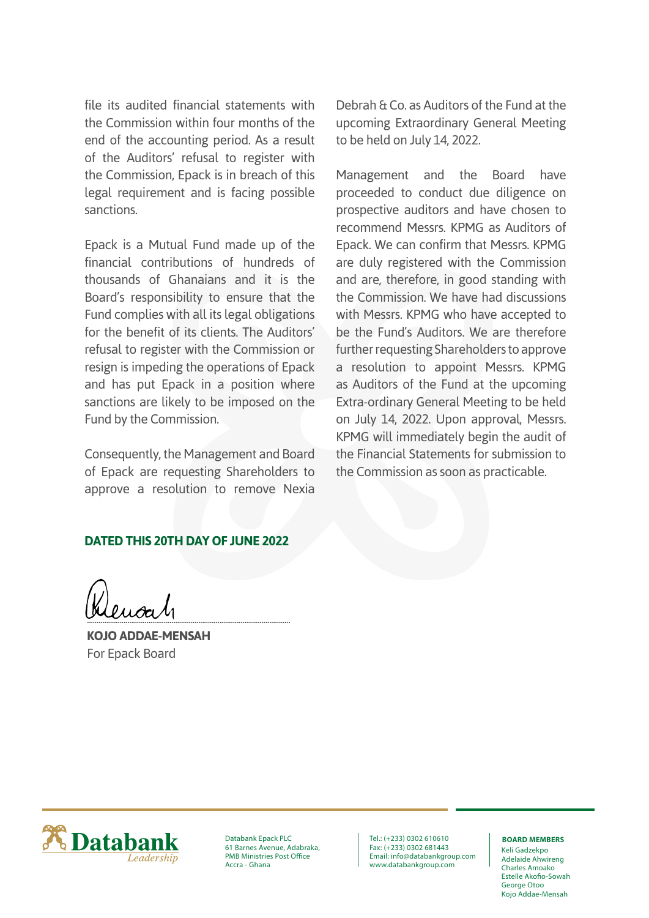file its audited financial statements with the Commission within four months of the end of the accounting period. As a result of the Auditors' refusal to register with the Commission, Epack is in breach of this legal requirement and is facing possible sanctions.

Epack is a Mutual Fund made up of the financial contributions of hundreds of thousands of Ghanaians and it is the Board's responsibility to ensure that the Fund complies with all its legal obligations for the benefit of its clients. The Auditors' refusal to register with the Commission or resign is impeding the operations of Epack and has put Epack in a position where sanctions are likely to be imposed on the Fund by the Commission.

Consequently, the Management and Board of Epack are requesting Shareholders to approve a resolution to remove Nexia Debrah & Co. as Auditors of the Fund at the upcoming Extraordinary General Meeting to be held on July 14, 2022.

Management and the Board have proceeded to conduct due diligence on prospective auditors and have chosen to recommend Messrs. KPMG as Auditors of Epack. We can confirm that Messrs. KPMG are duly registered with the Commission and are, therefore, in good standing with the Commission. We have had discussions with Messrs. KPMG who have accepted to be the Fund's Auditors. We are therefore further requesting Shareholders to approve a resolution to appoint Messrs. KPMG as Auditors of the Fund at the upcoming Extra-ordinary General Meeting to be held on July 14, 2022. Upon approval, Messrs. KPMG will immediately begin the audit of the Financial Statements for submission to the Commission as soon as practicable.

**DATED THIS 20TH DAY OF JUNE 2022**

**KOJO ADDAE-MENSAH**
For Epack Board

Databank Leadership

Databank Epack PLC
61 Barnes Avenue, Adabraka,
PMB Ministries Post Office
Accra - Ghana

Tel.: (+233) 0302 610610
Fax: (+233) 0302 681443
Email: info@databankgroup.com
www.databankgroup.com

**BOARD MEMBERS**
Keli Gadzekpo
Adelaide Ahwireng
Charles Amoako
Estelle Akofio-Sowah
George Otoo
Kojo Addae-Mensah